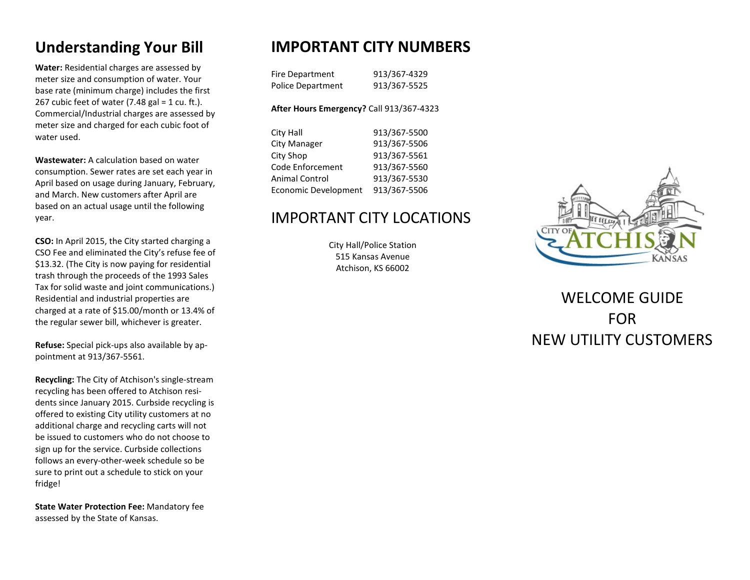## Understanding Your Bill

**Water:** Residential charges are assessed by meter size and consumption of water. Your base rate (minimum charge) includes the first 267 cubic feet of water (7.48 gal = 1 cu. ft.). Commercial/Industrial charges are assessed by meter size and charged for each cubic foot of water used.

**Wastewater:** A calculation based on water consumption. Sewer rates are set each year in April based on usage during January, February, and March. New customers after April are based on an actual usage until the following year.

**CSO:** In April 2015, the City started charging a CSO Fee and eliminated the City's refuse fee of $13.32. (The City is now paying for residential trash through the proceeds of the 1993 Sales Tax for solid waste and joint communications.) Residential and industrial properties are charged at a rate of $15.00/month or 13.4% of the regular sewer bill, whichever is greater.

**Refuse:** Special pick-ups also available by appointment at 913/367-5561.

**Recycling:** The City of Atchison's single-stream recycling has been offered to Atchison residents since January 2015. Curbside recycling is offered to existing City utility customers at no additional charge and recycling carts will not be issued to customers who do not choose to sign up for the service. Curbside collections follows an every-other-week schedule so be sure to print out a schedule to stick on your fridge!

**State Water Protection Fee:** Mandatory fee assessed by the State of Kansas.

## IMPORTANT CITY NUMBERS

| | |
|---|---|
| Fire Department | 913/367-4329 |
| Police Department | 913/367-5525 |

**After Hours Emergency?** Call 913/367-4323

| | |
|---|---|
| City Hall | 913/367-5500 |
| City Manager | 913/367-5506 |
| City Shop | 913/367-5561 |
| Code Enforcement | 913/367-5560 |
| Animal Control | 913/367-5530 |
| Economic Development | 913/367-5506 |

## IMPORTANT CITY LOCATIONS

City Hall/Police Station
515 Kansas Avenue
Atchison, KS 66002

CITY OF ATCHISON KANSAS

# WELCOME GUIDE FOR NEW UTILITY CUSTOMERS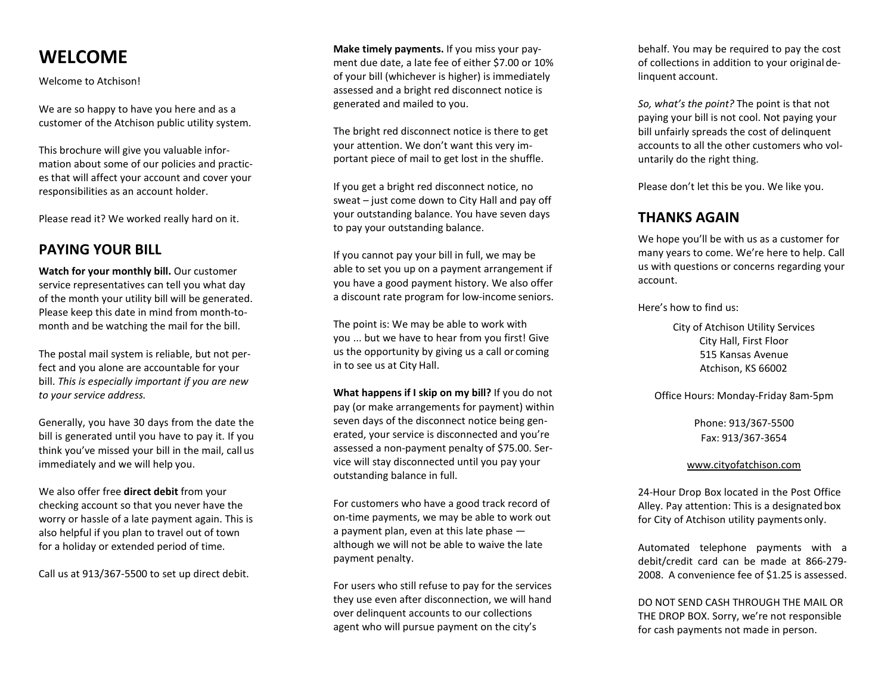# WELCOME

Welcome to Atchison!

We are so happy to have you here and as a customer of the Atchison public utility system.

This brochure will give you valuable information about some of our policies and practices that will affect your account and cover your responsibilities as an account holder.

Please read it? We worked really hard on it.

## PAYING YOUR BILL

**Watch for your monthly bill.** Our customer service representatives can tell you what day of the month your utility bill will be generated. Please keep this date in mind from month-to-month and be watching the mail for the bill.

The postal mail system is reliable, but not perfect and you alone are accountable for your bill. *This is especially important if you are new to your service address.*

Generally, you have 30 days from the date the bill is generated until you have to pay it. If you think you've missed your bill in the mail, call us immediately and we will help you.

We also offer free **direct debit** from your checking account so that you never have the worry or hassle of a late payment again. This is also helpful if you plan to travel out of town for a holiday or extended period of time.

Call us at 913/367-5500 to set up direct debit.

**Make timely payments.** If you miss your payment due date, a late fee of either $7.00 or 10% of your bill (whichever is higher) is immediately assessed and a bright red disconnect notice is generated and mailed to you.

The bright red disconnect notice is there to get your attention. We don't want this very important piece of mail to get lost in the shuffle.

If you get a bright red disconnect notice, no sweat – just come down to City Hall and pay off your outstanding balance. You have seven days to pay your outstanding balance.

If you cannot pay your bill in full, we may be able to set you up on a payment arrangement if you have a good payment history. We also offer a discount rate program for low-income seniors.

The point is: We may be able to work with you ... but we have to hear from you first! Give us the opportunity by giving us a call or coming in to see us at City Hall.

**What happens if I skip on my bill?** If you do not pay (or make arrangements for payment) within seven days of the disconnect notice being generated, your service is disconnected and you're assessed a non-payment penalty of $75.00. Service will stay disconnected until you pay your outstanding balance in full.

For customers who have a good track record of on-time payments, we may be able to work out a payment plan, even at this late phase — although we will not be able to waive the late payment penalty.

For users who still refuse to pay for the services they use even after disconnection, we will hand over delinquent accounts to our collections agent who will pursue payment on the city's behalf. You may be required to pay the cost of collections in addition to your original delinquent account.

*So, what's the point?* The point is that not paying your bill is not cool. Not paying your bill unfairly spreads the cost of delinquent accounts to all the other customers who voluntarily do the right thing.

Please don't let this be you. We like you.

## THANKS AGAIN

We hope you'll be with us as a customer for many years to come. We're here to help. Call us with questions or concerns regarding your account.

Here's how to find us:

City of Atchison Utility Services
City Hall, First Floor
515 Kansas Avenue
Atchison, KS 66002

Office Hours: Monday-Friday 8am-5pm

Phone: 913/367-5500
Fax: 913/367-3654

www.cityofatchison.com

24-Hour Drop Box located in the Post Office Alley. Pay attention: This is a designated box for City of Atchison utility payments only.

Automated telephone payments with a debit/credit card can be made at 866-279-2008. A convenience fee of $1.25 is assessed.

DO NOT SEND CASH THROUGH THE MAIL OR THE DROP BOX. Sorry, we're not responsible for cash payments not made in person.